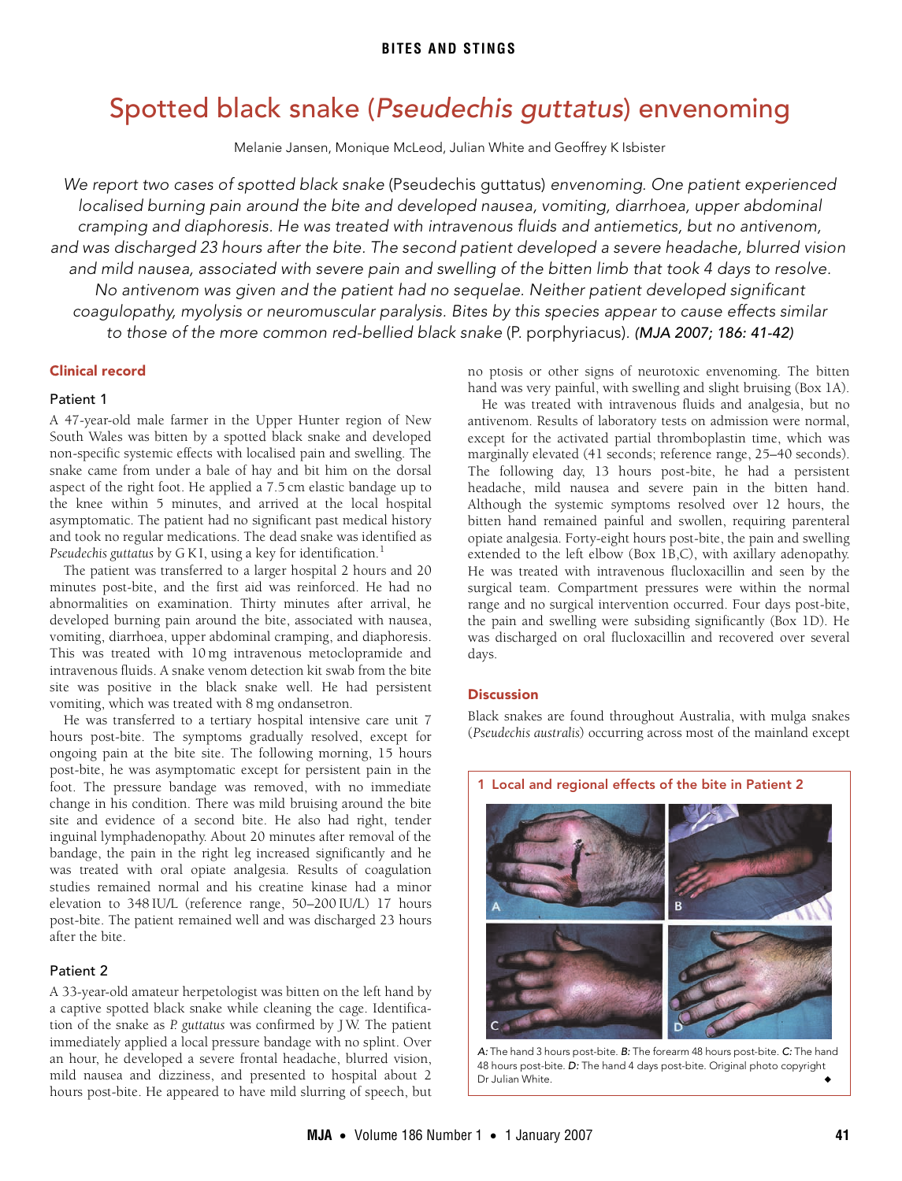BITES AND STINGS

# Spotted black snake (*Pseudechis guttatus*) envenoming

Melanie Jansen, Monique McLeod, Julian White and Geoffrey K Isbister

*We report two cases of spotted black snake* (Pseudechis guttatus) *envenoming. One patient experienced localised burning pain around the bite and developed nausea, vomiting, diarrhoea, upper abdominal cramping and diaphoresis. He was treated with intravenous fluids and antiemetics, but no antivenom, and was discharged 23 hours after the bite. The second patient developed a severe headache, blurred vision and mild nausea, associated with severe pain and swelling of the bitten limb that took 4 days to resolve. No antivenom was given and the patient had no sequelae. Neither patient developed significant coagulopathy, myolysis or neuromuscular paralysis. Bites by this species appear to cause effects similar to those of the more common red-bellied black snake* (P. porphyriacus). *(MJA 2007; 186: 41-42)*

## Clinical record

### Patient 1

A 47-year-old male farmer in the Upper Hunter region of New South Wales was bitten by a spotted black snake and developed non-specific systemic effects with localised pain and swelling. The snake came from under a bale of hay and bit him on the dorsal aspect of the right foot. He applied a 7.5 cm elastic bandage up to the knee within 5 minutes, and arrived at the local hospital asymptomatic. The patient had no significant past medical history and took no regular medications. The dead snake was identified as *Pseudechis guttatus* by G K I, using a key for identification.[1]

The patient was transferred to a larger hospital 2 hours and 20 minutes post-bite, and the first aid was reinforced. He had no abnormalities on examination. Thirty minutes after arrival, he developed burning pain around the bite, associated with nausea, vomiting, diarrhoea, upper abdominal cramping, and diaphoresis. This was treated with 10 mg intravenous metoclopramide and intravenous fluids. A snake venom detection kit swab from the bite site was positive in the black snake well. He had persistent vomiting, which was treated with 8 mg ondansetron.

He was transferred to a tertiary hospital intensive care unit 7 hours post-bite. The symptoms gradually resolved, except for ongoing pain at the bite site. The following morning, 15 hours post-bite, he was asymptomatic except for persistent pain in the foot. The pressure bandage was removed, with no immediate change in his condition. There was mild bruising around the bite site and evidence of a second bite. He also had right, tender inguinal lymphadenopathy. About 20 minutes after removal of the bandage, the pain in the right leg increased significantly and he was treated with oral opiate analgesia. Results of coagulation studies remained normal and his creatine kinase had a minor elevation to 348 IU/L (reference range, 50–200 IU/L) 17 hours post-bite. The patient remained well and was discharged 23 hours after the bite.

### Patient 2

A 33-year-old amateur herpetologist was bitten on the left hand by a captive spotted black snake while cleaning the cage. Identification of the snake as *P. guttatus* was confirmed by J W. The patient immediately applied a local pressure bandage with no splint. Over an hour, he developed a severe frontal headache, blurred vision, mild nausea and dizziness, and presented to hospital about 2 hours post-bite. He appeared to have mild slurring of speech, but no ptosis or other signs of neurotoxic envenoming. The bitten hand was very painful, with swelling and slight bruising (Box 1A).

He was treated with intravenous fluids and analgesia, but no antivenom. Results of laboratory tests on admission were normal, except for the activated partial thromboplastin time, which was marginally elevated (41 seconds; reference range, 25–40 seconds). The following day, 13 hours post-bite, he had a persistent headache, mild nausea and severe pain in the bitten hand. Although the systemic symptoms resolved over 12 hours, the bitten hand remained painful and swollen, requiring parenteral opiate analgesia. Forty-eight hours post-bite, the pain and swelling extended to the left elbow (Box 1B,C), with axillary adenopathy. He was treated with intravenous flucloxacillin and seen by the surgical team. Compartment pressures were within the normal range and no surgical intervention occurred. Four days post-bite, the pain and swelling were subsiding significantly (Box 1D). He was discharged on oral flucloxacillin and recovered over several days.

## Discussion

Black snakes are found throughout Australia, with mulga snakes (*Pseudechis australis*) occurring across most of the mainland except

**1 Local and regional effects of the bite in Patient 2**

*A:* The hand 3 hours post-bite. *B:* The forearm 48 hours post-bite. *C:* The hand 48 hours post-bite. *D:* The hand 4 days post-bite. Original photo copyright Dr Julian White.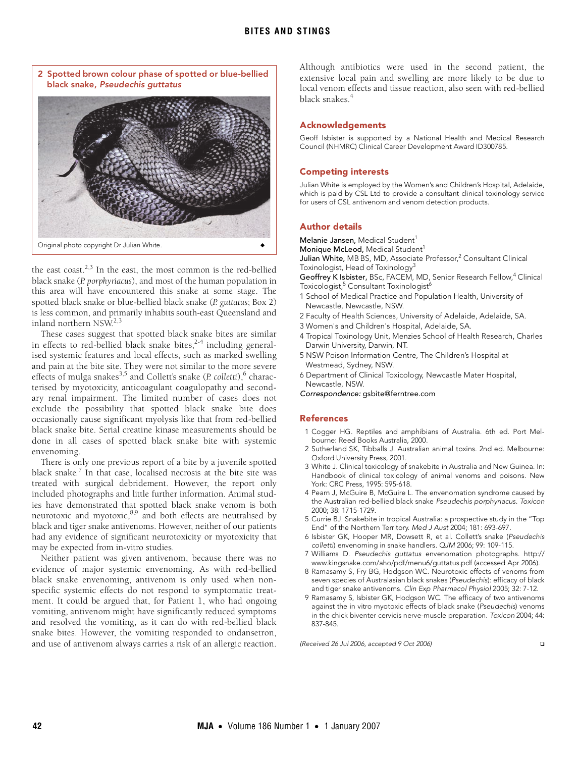**2 Spotted brown colour phase of spotted or blue-bellied black snake, *Pseudechis guttatus***

Original photo copyright Dr Julian White.

the east coast.[2,3] In the east, the most common is the red-bellied black snake (*P. porphyriacus*), and most of the human population in this area will have encountered this snake at some stage. The spotted black snake or blue-bellied black snake (*P. guttatus*; Box 2) is less common, and primarily inhabits south-east Queensland and inland northern NSW.[2,3]

These cases suggest that spotted black snake bites are similar in effects to red-bellied black snake bites,[2-4] including generalised systemic features and local effects, such as marked swelling and pain at the bite site. They were not similar to the more severe effects of mulga snakes[3,5] and Collett's snake (*P. colletti*),[6] characterised by myotoxicity, anticoagulant coagulopathy and secondary renal impairment. The limited number of cases does not exclude the possibility that spotted black snake bite does occasionally cause significant myolysis like that from red-bellied black snake bite. Serial creatine kinase measurements should be done in all cases of spotted black snake bite with systemic envenoming.

There is only one previous report of a bite by a juvenile spotted black snake.[7] In that case, localised necrosis at the bite site was treated with surgical debridement. However, the report only included photographs and little further information. Animal studies have demonstrated that spotted black snake venom is both neurotoxic and myotoxic,[8,9] and both effects are neutralised by black and tiger snake antivenoms. However, neither of our patients had any evidence of significant neurotoxicity or myotoxicity that may be expected from in-vitro studies.

Neither patient was given antivenom, because there was no evidence of major systemic envenoming. As with red-bellied black snake envenoming, antivenom is only used when non-specific systemic effects do not respond to symptomatic treatment. It could be argued that, for Patient 1, who had ongoing vomiting, antivenom might have significantly reduced symptoms and resolved the vomiting, as it can do with red-bellied black snake bites. However, the vomiting responded to ondansetron, and use of antivenom always carries a risk of an allergic reaction. Although antibiotics were used in the second patient, the extensive local pain and swelling are more likely to be due to local venom effects and tissue reaction, also seen with red-bellied black snakes.[4]

## Acknowledgements

Geoff Isbister is supported by a National Health and Medical Research Council (NHMRC) Clinical Career Development Award ID300785.

## Competing interests

Julian White is employed by the Women's and Children's Hospital, Adelaide, which is paid by CSL Ltd to provide a consultant clinical toxinology service for users of CSL antivenom and venom detection products.

## Author details

**Melanie Jansen,** Medical Student[1]
**Monique McLeod,** Medical Student[1]
**Julian White,** MB BS, MD, Associate Professor,[2] Consultant Clinical Toxinologist, Head of Toxinology[3]
**Geoffrey K Isbister,** BSc, FACEM, MD, Senior Research Fellow,[4] Clinical Toxicologist,[5] Consultant Toxinologist[6]

1 School of Medical Practice and Population Health, University of Newcastle, Newcastle, NSW.
2 Faculty of Health Sciences, University of Adelaide, Adelaide, SA.
3 Women's and Children's Hospital, Adelaide, SA.
4 Tropical Toxinology Unit, Menzies School of Health Research, Charles Darwin University, Darwin, NT.
5 NSW Poison Information Centre, The Children's Hospital at Westmead, Sydney, NSW.
6 Department of Clinical Toxicology, Newcastle Mater Hospital, Newcastle, NSW.

*Correspondence:* gsbite@ferntree.com

## References

1 Cogger HG. Reptiles and amphibians of Australia. 6th ed. Port Melbourne: Reed Books Australia, 2000.
2 Sutherland SK, Tibballs J. Australian animal toxins. 2nd ed. Melbourne: Oxford University Press, 2001.
3 White J. Clinical toxicology of snakebite in Australia and New Guinea. In: Handbook of clinical toxicology of animal venoms and poisons. New York: CRC Press, 1995: 595-618.
4 Pearn J, McGuire B, McGuire L. The envenomation syndrome caused by the Australian red-bellied black snake *Pseudechis porphyriacus*. *Toxicon* 2000; 38: 1715-1729.
5 Currie BJ. Snakebite in tropical Australia: a prospective study in the "Top End" of the Northern Territory. *Med J Aust* 2004; 181: 693-697.
6 Isbister GK, Hooper MR, Dowsett R, et al. Collett's snake (*Pseudechis colletti*) envenoming in snake handlers. *QJM* 2006; 99: 109-115.
7 Williams D. *Pseudechis guttatus* envenomation photographs. http://www.kingsnake.com/aho/pdf/menu6/guttatus.pdf (accessed Apr 2006).
8 Ramasamy S, Fry BG, Hodgson WC. Neurotoxic effects of venoms from seven species of Australasian black snakes (*Pseudechis*): efficacy of black and tiger snake antivenoms. *Clin Exp Pharmacol Physiol* 2005; 32: 7-12.
9 Ramasamy S, Isbister GK, Hodgson WC. The efficacy of two antivenoms against the in vitro myotoxic effects of black snake (*Pseudechis*) venoms in the chick biventer cervicis nerve-muscle preparation. *Toxicon* 2004; 44: 837-845.

*(Received 26 Jul 2006, accepted 9 Oct 2006)*